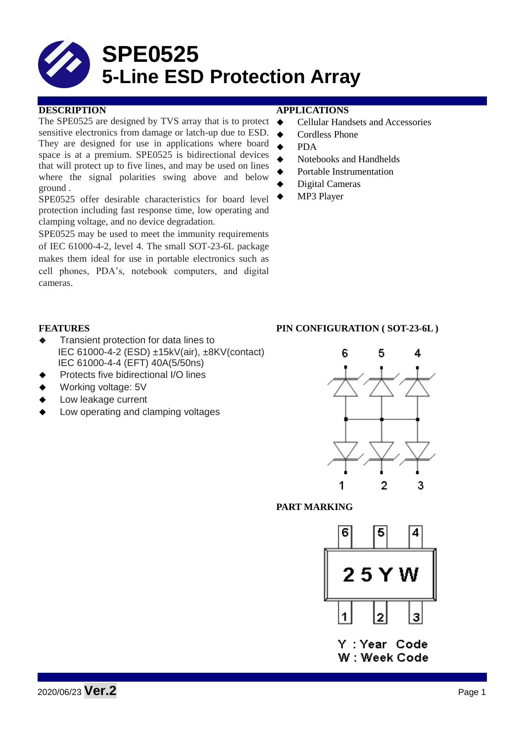# SPE0525
# 5-Line ESD Protection Array

## DESCRIPTION

The SPE0525 are designed by TVS array that is to protect sensitive electronics from damage or latch-up due to ESD. They are designed for use in applications where board space is at a premium. SPE0525 is bidirectional devices that will protect up to five lines, and may be used on lines where the signal polarities swing above and below ground .

SPE0525 offer desirable characteristics for board level protection including fast response time, low operating and clamping voltage, and no device degradation.

SPE0525 may be used to meet the immunity requirements of IEC 61000-4-2, level 4. The small SOT-23-6L package makes them ideal for use in portable electronics such as cell phones, PDA's, notebook computers, and digital cameras.

## APPLICATIONS

- Cellular Handsets and Accessories
- Cordless Phone
- PDA
- Notebooks and Handhelds
- Portable Instrumentation
- Digital Cameras
- MP3 Player

## FEATURES

- Transient protection for data lines to
  IEC 61000-4-2 (ESD) ±15kV(air), ±8KV(contact)
  IEC 61000-4-4 (EFT) 40A(5/50ns)
- Protects five bidirectional I/O lines
- Working voltage: 5V
- Low leakage current
- Low operating and clamping voltages

## PIN CONFIGURATION ( SOT-23-6L )

## PART MARKING

25YW

Y : Year Code
W : Week Code

2020/06/23 **Ver.2**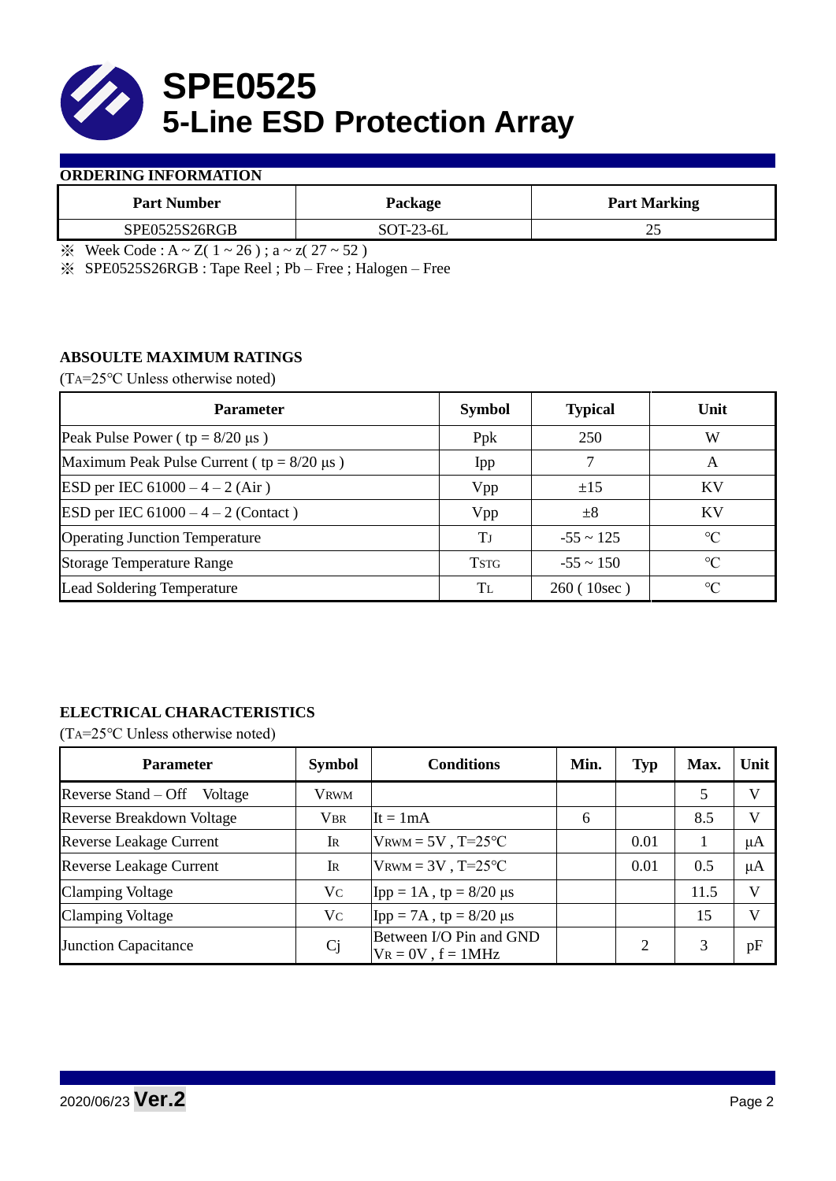# SPE0525
# 5-Line ESD Protection Array

## ORDERING INFORMATION

| Part Number | Package | Part Marking |
|---|---|---|
| SPE0525S26RGB | SOT-23-6L | 25 |

※ Week Code : A ~ Z( 1 ~ 26 ) ; a ~ z( 27 ~ 52 )

※ SPE0525S26RGB : Tape Reel ; Pb – Free ; Halogen – Free

## ABSOULTE MAXIMUM RATINGS

($T_A$=25°C Unless otherwise noted)

| Parameter | Symbol | Typical | Unit |
|---|---|---|---|
| Peak Pulse Power ( tp = 8/20 μs ) | Ppk | 250 | W |
| Maximum Peak Pulse Current ( tp = 8/20 μs ) | Ipp | 7 | A |
| ESD per IEC 61000 – 4 – 2 (Air ) | Vpp | ±15 | KV |
| ESD per IEC 61000 – 4 – 2 (Contact ) | Vpp | ±8 | KV |
| Operating Junction Temperature | $T_J$ | -55 ~ 125 | °C |
| Storage Temperature Range | $T_{STG}$ | -55 ~ 150 | °C |
| Lead Soldering Temperature | $T_L$ | 260 ( 10sec ) | °C |

## ELECTRICAL CHARACTERISTICS

($T_A$=25°C Unless otherwise noted)

| Parameter | Symbol | Conditions | Min. | Typ | Max. | Unit |
|---|---|---|---|---|---|---|
| Reverse Stand – Off Voltage | $V_{RWM}$ | | | | 5 | V |
| Reverse Breakdown Voltage | $V_{BR}$ | It = 1mA | 6 | | 8.5 | V |
| Reverse Leakage Current | $I_R$ | $V_{RWM}$ = 5V , T=25°C | | 0.01 | 1 | μA |
| Reverse Leakage Current | $I_R$ | $V_{RWM}$ = 3V , T=25°C | | 0.01 | 0.5 | μA |
| Clamping Voltage | $V_C$ | Ipp = 1A , tp = 8/20 μs | | | 11.5 | V |
| Clamping Voltage | $V_C$ | Ipp = 7A , tp = 8/20 μs | | | 15 | V |
| Junction Capacitance | Cj | Between I/O Pin and GND $V_R$ = 0V , f = 1MHz | | 2 | 3 | pF |

2020/06/23 **Ver.2**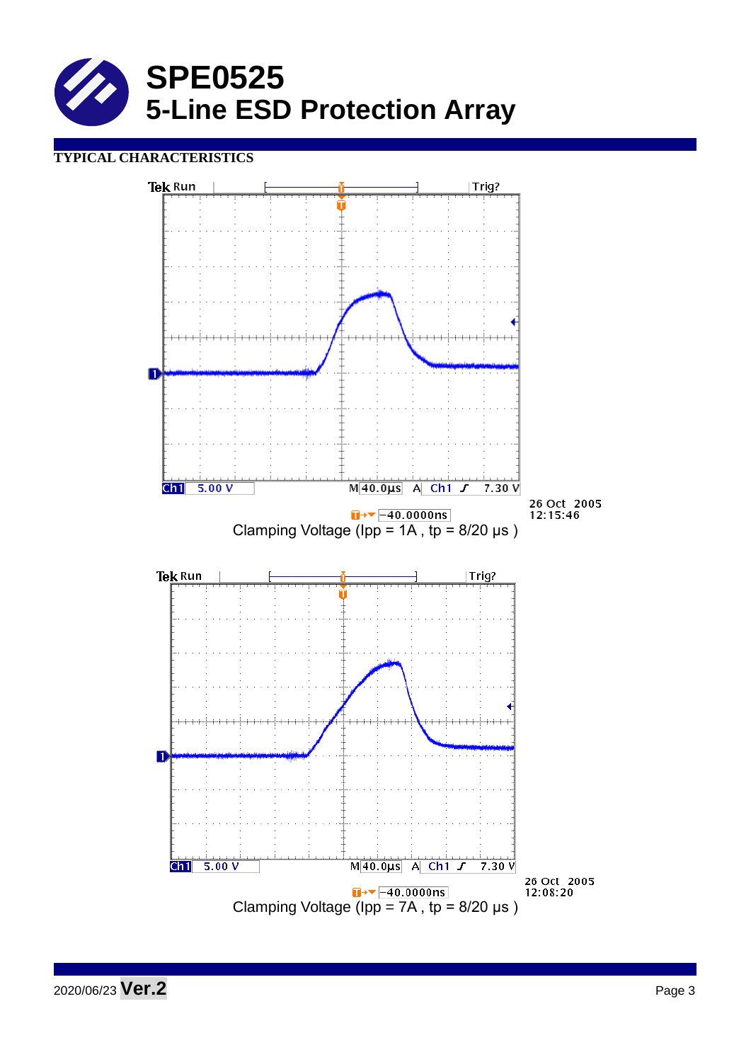# SPE0525
## 5-Line ESD Protection Array

**TYPICAL CHARACTERISTICS**

Tek Run Trig?

Ch1 5.00 V M 40.0µs A Ch1 7.30 V

-40.0000ns 26 Oct 2005 12:15:46

Clamping Voltage (Ipp = 1A , tp = 8/20 µs )

Tek Run Trig?

Ch1 5.00 V M 40.0µs A Ch1 7.30 V

-40.0000ns 26 Oct 2005 12:08:20

Clamping Voltage (Ipp = 7A , tp = 8/20 µs )

2020/06/23 **Ver.2**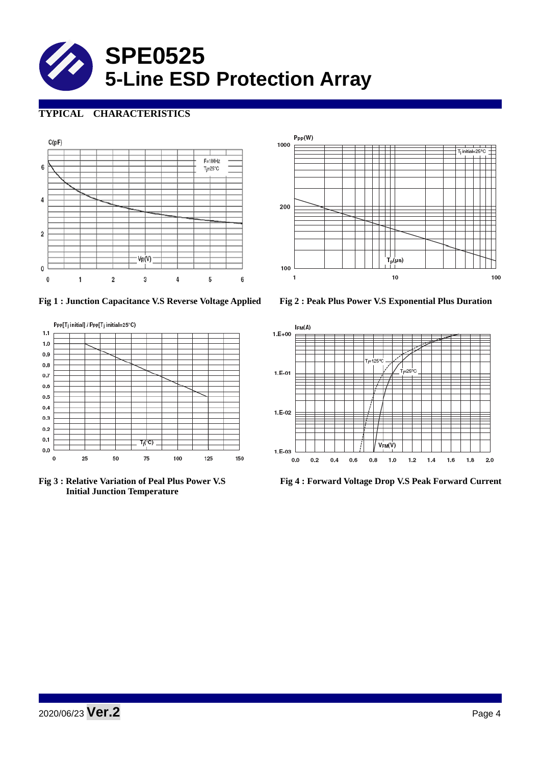# SPE0525
# 5-Line ESD Protection Array

## TYPICAL CHARACTERISTICS

Fig 1 : Junction Capacitance V.S Reverse Voltage Applied

Fig 2 : Peak Plus Power V.S Exponential Plus Duration

Fig 3 : Relative Variation of Peal Plus Power V.S Initial Junction Temperature

Fig 4 : Forward Voltage Drop V.S Peak Forward Current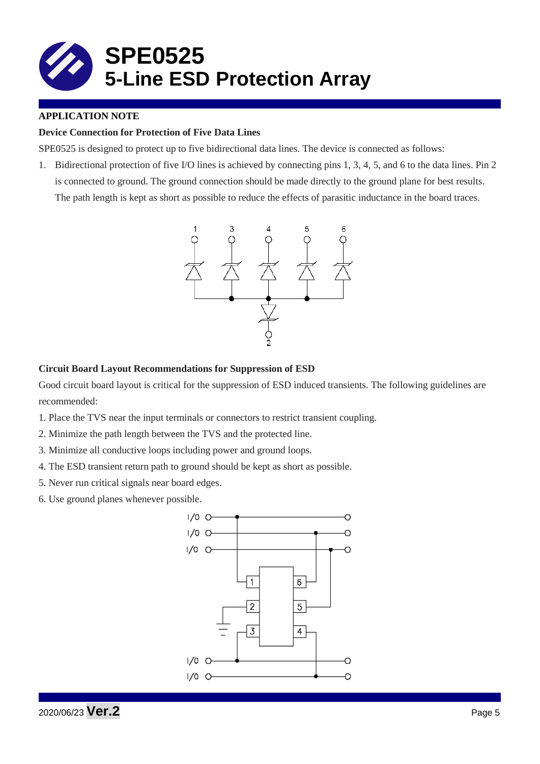# SPE0525
# 5-Line ESD Protection Array

**APPLICATION NOTE**

**Device Connection for Protection of Five Data Lines**

SPE0525 is designed to protect up to five bidirectional data lines. The device is connected as follows:

1. Bidirectional protection of five I/O lines is achieved by connecting pins 1, 3, 4, 5, and 6 to the data lines. Pin 2 is connected to ground. The ground connection should be made directly to the ground plane for best results. The path length is kept as short as possible to reduce the effects of parasitic inductance in the board traces.

**Circuit Board Layout Recommendations for Suppression of ESD**

Good circuit board layout is critical for the suppression of ESD induced transients. The following guidelines are recommended:

1. Place the TVS near the input terminals or connectors to restrict transient coupling.
2. Minimize the path length between the TVS and the protected line.
3. Minimize all conductive loops including power and ground loops.
4. The ESD transient return path to ground should be kept as short as possible.
5. Never run critical signals near board edges.
6. Use ground planes whenever possible.

2020/06/23 **Ver.2**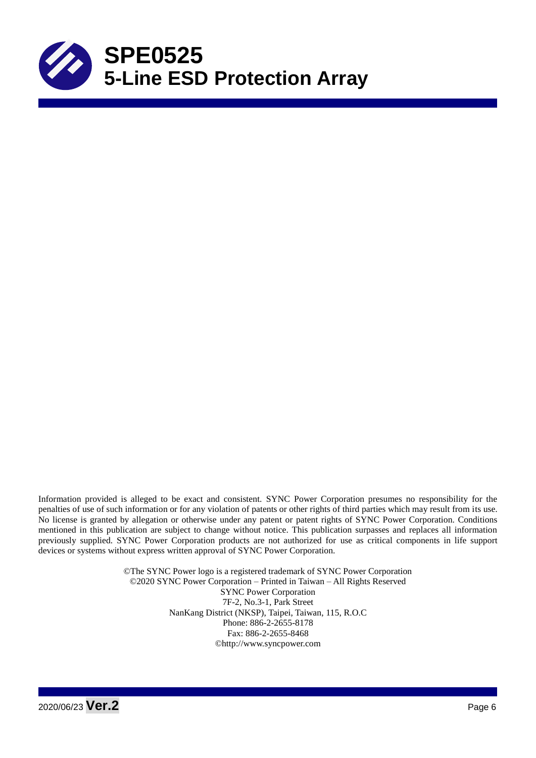Information provided is alleged to be exact and consistent. SYNC Power Corporation presumes no responsibility for the penalties of use of such information or for any violation of patents or other rights of third parties which may result from its use. No license is granted by allegation or otherwise under any patent or patent rights of SYNC Power Corporation. Conditions mentioned in this publication are subject to change without notice. This publication surpasses and replaces all information previously supplied. SYNC Power Corporation products are not authorized for use as critical components in life support devices or systems without express written approval of SYNC Power Corporation.

©The SYNC Power logo is a registered trademark of SYNC Power Corporation
©2020 SYNC Power Corporation – Printed in Taiwan – All Rights Reserved
SYNC Power Corporation
7F-2, No.3-1, Park Street
NanKang District (NKSP), Taipei, Taiwan, 115, R.O.C
Phone: 886-2-2655-8178
Fax: 886-2-2655-8468
©http://www.syncpower.com